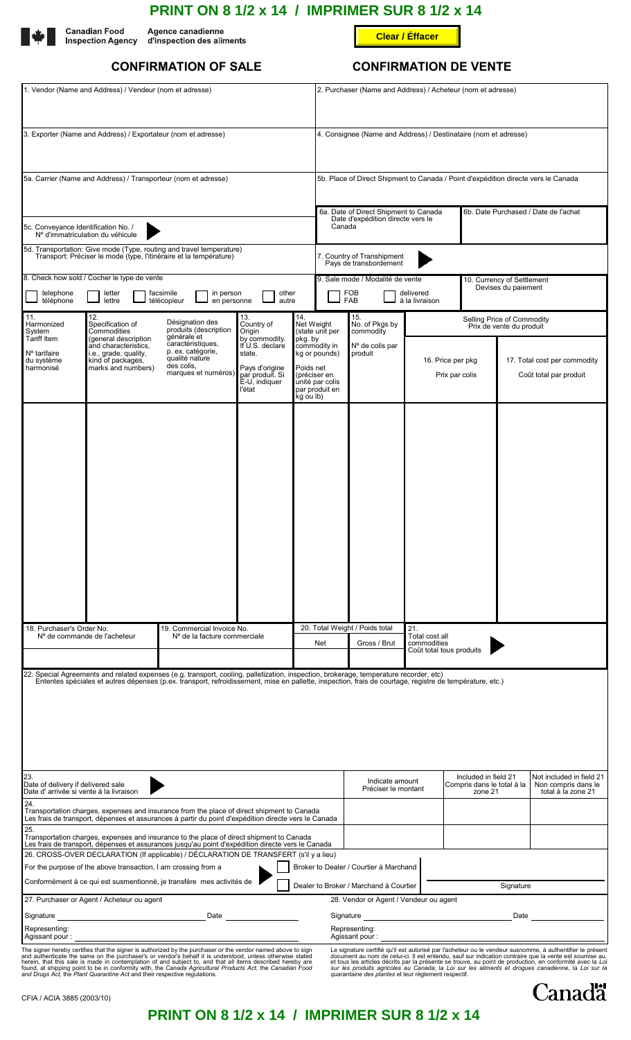**PRINT ON 8 1/2 x 14 / IMPRIMER SUR 8 1/2 x 14**

Canadian Food Inspection Agency / Agence canadienne d'inspection des aliments

Clear / Éffacer

# CONFIRMATION OF SALE / CONFIRMATION DE VENTE

| | |
|---|---|
| 1. Vendor (Name and Address) / Vendeur (nom et adresse) | 2. Purchaser (Name and Address) / Acheteur (nom et adresse) |
| 3. Exporter (Name and Address) / Exportateur (nom et adresse) | 4. Consignee (Name and Address) / Destinataire (nom et adresse) |
| 5a. Carrier (Name and Address) / Transporteur (nom et adresse) | 5b. Place of Direct Shipment to Canada / Point d'expédition directe vers le Canada |
| 5c. Conveyance Identification No. / Nº d'immatriculation du véhicule | 6a. Date of Direct Shipment to Canada / Date d'expédition directe vers le Canada — 6b. Date Purchased / Date de l'achat |
| 5d. Transportation: Give mode (Type, routing and travel temperature) / Transport: Préciser le mode (type, l'itinéraire et la température) | 7. Country of Transhipment / Pays de transbordement |
| 8. Check how sold / Cocher le type de vente: ☐ telephone / téléphone ☐ letter / lettre ☐ facsimile / télécopieur ☐ in person / en personne ☐ other / autre | 9. Sale mode / Modalité de vente: ☐ FOB / FAB ☐ delivered / à la livraison — 10. Currency of Settlement / Devises du paiement |

| 11. Harmonized System Tariff Item / Nº tarifaire du système harmonisé | 12. Specification of Commodities (general description and characteristics, i.e., grade, quality, kind of packages, marks and numbers) | Désignation des produits (description générale et caractéristiques, p. ex. catégorie, qualité nature des colis, marques et numéros) | 13. Country of Origin by commodity. If U.S. declare state. / Pays d'origine par produit. Si É-U, indiquer l'état | 14. Net Weight (state unit per pkg. by commodity in kg or pounds) / Poids net (préciser en unité par colis par produit en kg ou lb) | 15. No. of Pkgs by commodity / Nº de colis par produit | Selling Price of Commodity / Prix de vente du produit: 16. Price per pkg / Prix par colis | 17. Total cost per commodity / Coût total par produit |
|---|---|---|---|---|---|---|---|
| | | | | | | | |

| 18. Purchaser's Order No. / Nº de commande de l'acheteur | 19. Commercial Invoice No. / Nº de la facture commerciale | 20. Total Weight / Poids total: Net | Gross / Brut | 21. Total cost all commodities / Coût total tous produits |
|---|---|---|---|---|
| | | | | |

22. Special Agreements and related expenses (e.g. transport, cooling, palletization, inspection, brokerage, temperature recorder, etc)
Ententes spéciales et autres dépenses (p.ex. transport, refroidissement, mise en pallette, inspection, frais de courtage, registre de température, etc.)

| | Indicate amount / Préciser le montant | Included in field 21 / Compris dans le total à la zone 21 | Not included in field 21 / Non compris dans le total à la zone 21 |
|---|---|---|---|
| 23. Date of delivery if delivered sale / Date d' arrivée si vente à la livraison | | | |
| 24. Transportation charges, expenses and insurance from the place of direct shipment to Canada / Les frais de transport, dépenses et assurances à partir du point d'expédition directe vers le Canada | | | |
| 25. Transportation charges, expenses and insurance to the place of direct shipment to Canada / Les frais de transport, dépenses et assurances jusqu'au point d'expédition directe vers le Canada | | | |

26. CROSS-OVER DECLARATION (If applicable) / DÉCLARATION DE TRANSFERT (s'il y a lieu)

For the purpose of the above transaction, I am crossing from a / Conformément à ce qui est susmentionné, je transfère mes activités de
☐ Broker to Dealer / Courtier à Marchand
☐ Dealer to Broker / Marchand à Courtier

Signature

| 27. Purchaser or Agent / Acheteur ou agent | 28. Vendor or Agent / Vendeur ou agent |
|---|---|
| Signature ____ Date ____ | Signature ____ Date ____ |
| Representing: / Agissant pour : | Representing: / Agissant pour : |

The signer hereby certifies that the signer is authorized by the purchaser or the vendor named above to sign and authenticate the same on the purchaser's or vendor's behalf it is understood, unless otherwise stated herein, that this sale is made in contemplation of and subject to, and that all items described hereby are found, at shipping point to be in conformity with, the *Canada Agricultural Products Act*, the *Canadian Food and Drugs Act*, the *Plant Quarantine Act* and their respective regulations.

Le signature certifié qu'il est autorisé par l'acheteur ou le vendeur susnomme, à authentifier le présent document au nom de celui-ci. Il est entendu, sauf sur indication contraire que la vente est soumise au, et tous les articles décrits par la présente se trouve, au point de production, en conformité avec la *Loi sur les produits agricoles au Canada*, la *Loi sur les aliments et drogues canadienne*, la *Loi sur la quarantaine des plantes* et leur règlement respectif.

CFIA / ACIA 3885 (2003/10)

Canada

**PRINT ON 8 1/2 x 14 / IMPRIMER SUR 8 1/2 x 14**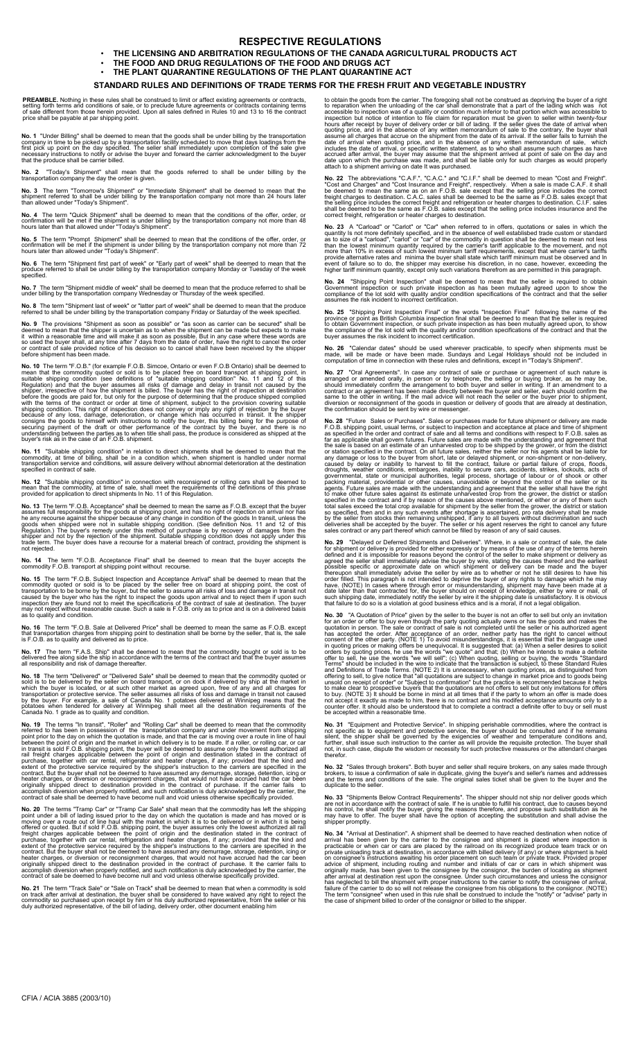# RESPECTIVE REGULATIONS

- **THE LICENSING AND ARBITRATION REGULATIONS OF THE CANADA AGRICULTURAL PRODUCTS ACT**
- **THE FOOD AND DRUG REGULATIONS OF THE FOOD AND DRUGS ACT**
- **THE PLANT QUARANTINE REGULATIONS OF THE PLANT QUARANTINE ACT**

## STANDARD RULES AND DEFINITIONS OF TRADE TERMS FOR THE FRESH FRUIT AND VEGETABLE INDUSTRY

**PREAMBLE.** Nothing in these rules shall be construed to limit or affect existing agreements or contracts, setting forth terms and conditions of sale, or to preclude future agreements or contracts containing terms of sale different from those herein provided. Upon all sales defined in Rules 10 and 13 to 16 the contract price shall be payable at par shipping point.

**No. 1** "Under Billing" shall be deemed to mean that the goods shall be under billing by the transportation company in time to be picked up by a transportation facility scheduled to move that days loadings from the first pick up point on the day specified. The seller shall immediately upon completion of the sale give necessary instructions to notify or advise the buyer and forward the carrier acknowledgment to the buyer that the produce shall be carrier billed.

**No. 2** "Today's Shipment" shall mean that the goods referred to shall be under billing by the transportation company the day the order is given.

**No. 3** The term "Tomorrow's Shipment" or "Immediate Shipment" shall be deemed to mean that the shipment referred to shall be under billing by the transportation company not more than 24 hours later than allowed under "Today's Shipment".

**No. 4** The term "Quick Shipment" shall be deemed to mean that the conditions of the offer, order, or confirmation will be met if the shipment is under billing by the transportation company not more than 48 hours later than that allowed under "Today's Shipment".

**No. 5** The term "Prompt Shipment" shall be deemed to mean that the conditions of the offer, order, or confirmation will be met if the shipment is under billing by the transportation company not more than 72 hours later than allowed under "Today's Shipment".

**No. 6** The term "Shipment first part of week" or "Early part of week" shall be deemed to mean that the produce referred to shall be under billing by the transportation company Monday or Tuesday of the week specified.

**No. 7** The term "Shipment middle of week" shall be deemed to mean that the produce referred to shall be under billing by the transportation company Wednesday or Thursday of the week specified.

**No. 8** The term "Shipment last of week" or "latter part of week" shall be deemed to mean that the produce referred to shall be under billing by the transportation company Friday or Saturday of the week specified.

**No. 9** The provisions "Shipment as soon as possible" or "as soon as carrier can be secured" shall be deemed to mean that the shipper is uncertain as to when the shipment can be made but expects to make it within a reasonable time and will make it as soon as possible. But in any case where these words are so used the buyer shall, at any time after 7 days from the date of order, have the right to cancel the order or contract of sale provided notice of his decision so to cancel shall have been received by the shipper before shipment has been made.

**No. 10** The term "F.O.B." (for example F.O.B. Simcoe, Ontario or even F.O.B Ontario) shall be deemed to mean that the commodity quoted or sold is to be placed free on board transport at shipping point, in suitable shipping condition (see definitions of "suitable shipping condition" No. 11 and 12 of this Regulation) and that the buyer assumes all risks of damage and delay in transit not caused by the shipper, irrespective of how the shipment is billed. The buyer has the right of inspection at destination before the goods are paid for, but only for the purpose of determining that the produce shipped complied with the terms of the contract or order at time of shipment, subject to the provision covering suitable shipping condition. This right of inspection does not convey or imply any right of rejection by the buyer because of any loss, damage, deterioration, or change which has occurred in transit. If the shipper consigns the goods to himself with instructions to notify the buyer, this billing being for the purpose of securing payment of the draft or other performance of the contract by the buyer, and there is no understanding between the parties as to when title shall pass, the produce is considered as shipped at the buyer's risk as in the case of an F.O.B. shipment.

**No. 11** "Suitable shipping condition" in relation to direct shipments shall be deemed to mean that the commodity, at time of billing, shall be in a condition which, when shipment is handled under normal transportation service and conditions, will assure delivery without abnormal deterioration at the destination specified in contract of sale.

**No. 12** "Suitable shipping condition" in connection with reconsigned or rolling cars shall be deemed to mean that the commodity, at time of sale, shall meet the requirements of the definitions of this phrase provided for application to direct shipments In No. 11 of this Regulation.

**No. 13** The term "F.O.B. Acceptance" shall be deemed to mean the same as F.O.B. except that the buyer assumes full responsibility for the goods at shipping point, and has no right of rejection on arrival nor has he any recourse against the shipper because of any change in condition of the goods In transit, unless the goods when shipped were not in suitable shipping condition. (See definition Nos. 11 and 12 of this Regulation.) The buyer's remedy under this method of purchase is by recovery of damages from the shipper and not by the rejection of the shipment. Suitable shipping condition does not apply under this trade term. The buyer does have a recourse for a material breach of contract, providing the shipment is not rejected.

**No. 14** The term "F.O.B. Acceptance Final" shall be deemed to mean that the buyer accepts the commodity F.O.B. transport at shipping point without recourse.

**No. 15** The term "F.O.B. Subject Inspection and Acceptance Arrival" shall be deemed to mean that the commodity quoted or sold is to be placed by the seller free on board at shipping point, the cost of transportation to be borne by the buyer, but the seller to assume all risks of loss and damage in transit not caused by the buyer who has the right to inspect the goods upon arrival and to reject them if upon such inspection they are found not to meet the specifications of the contract of sale at destination. The buyer may not reject without reasonable cause. Such a sale is F.O.B. only as to price and is on a delivered basis as to quality and condition.

**No. 16** The term "F.O.B. Sale at Delivered Price" shall be deemed to mean the same as F.O.B. except that transportation charges from shipping point to destination shall be borne by the seller, that is, the sale is F.O.B. as to quality and delivered as to price.

**No. 17** The term "F.A.S. Ship" shall be deemed to mean that the commodity bought or sold is to be delivered free along side the ship in accordance with the terms of the contract and that the buyer assumes all responsibility and risk of damage thereafter.

**No. 18** The term "Delivered" or "Delivered Sale" shall be deemed to mean that the commodity quoted or sold is to be delivered by the seller on board transport, or on dock if delivered by ship at the market in which the buyer is located, or at such other market as agreed upon, free of any and all charges for transportation or protective service. The seller assumes all risks of loss and damage in transit not caused by the buyer. For example, a sale of Canada No. 1 potatoes delivered at Winnipeg means that the potatoes when tendered for delivery at Winnipeg shall meet all the destination requirements of the Canada No. 1 grade as to quality and condition.

**No. 19** The terms "In transit", "Roller" and "Rolling Car" shall be deemed to mean that the commodity referred to has been in possession of the transportation company and under movement from shipping point prior to the day on which the quotation is made, and that the car is moving over a route in line of haul between the point of origin and the market in which delivery is to be made. If a roller, or rolling car, or car in transit is sold F.O.B. shipping point, the buyer will be deemed to assume only the lowest authorized all rail freight charges applicable between the point of origin and destination stated in the contract of purchase, together with car rental, refrigerator and heater charges, if any; provided that the kind and extent of the protective service required by the shipper's instruction to the carriers are specified in the contract. But the buyer shall not be deemed to have assumed any demurrage, storage, detention, icing or heater charges, or diversion or reconsignment charges, that would not have accrued had the car been originally shipped direct to destination provided in the contract of purchase. If the carrier fails to accomplish diversion when properly notified, and such notification is duly acknowledged by the carrier, the contract of sale shall be deemed to have become null and void unless otherwise specifically provided.

**No. 20** The terms "Tramp Car" or "Tramp Car Sale" shall mean that the commodity has left the shipping point under a bill of lading issued prior to the day on which the quotation is made and has moved or is moving over a route out of line haul with the market in which it is to be delivered or in which it is being offered or quoted. But if sold F.O.B. shipping point, the buyer assumes only the lowest authorized all rail freight charges applicable between the point of origin and the destination stated in the contract of purchase, together with car rental, refrigeration and heater charges, if any; provided that the kind and extent of the protective service required by the shipper's instructions to the carriers are specified in the contract. But the buyer shall not be deemed to have assumed any demurrage, storage, detention, icing or heater charges, or diversion or reconsignment charges, that would not have accrued had the car been originally shipped direct to the destination provided in the contract of purchase. It the carrier fails to accomplish diversion when properly notified, and such notification is duly acknowledged by the carrier, the contract of sale be deemed to have become null and void unless otherwise specifically provided.

**No. 21** The term "Track Sale" or "Sale on Track" shall be deemed to mean that when a commodity is sold on track after arrival at destination, the buyer shall be considered to have waived any right to reject the commodity so purchased upon receipt by him or his duly authorized representative, from the seller or his duly authorized representative, of the bill of lading, delivery order, other document enabling him to obtain the goods from the carrier. The foregoing shall not be construed as depriving the buyer of a right to reparation when the unloading of the car shall demonstrate that a part of the lading which was not accessible to inspection was of a quality or condition much inferior to that portion which was accessible to inspection but notice of intention to file claim for reparation must be given to seller within twenty-four hours after receipt by buyer of delivery order or bill of lading. If the seller gives the date of arrival when quoting price, and in the absence of any written memorandum of sale to the contrary, the buyer shall assume all charges that accrue on the shipment from the date of its arrival. If the seller fails to furnish the date of arrival when quoting price, and in the absence of any written memorandum of sale, which includes the date of arrival, or specific written statement, as to who shall assume such charges as have accrued after arrival, the buyer may assume that the shipment arrived at point of sale on the day and date upon which the purchase was made, and shall be liable only for such charges as would properly attach to a shipment arriving on date It was purchased.

**No. 22** The abbreviations "C.A.F.", "C.A.C." and "C.I.F." shall be deemed to mean "Cost and Freight". "Cost and Charges" and "Cost Insurance and Freight", respectively. When a sale is made C.A.F. it shall be deemed to mean the same as on an F.O.B. sale except that the selling price includes the correct freight charges to destination. C.A.C. sales shall be deemed to be the same as F.O.B. sales except that the selling price includes the correct freight and refrigeration or heater charges to destination. C.I.F. sales shall be deemed to be the same as F.O.B. sales except that the selling price includes insurance and the correct freight, refrigeration or heater charges to destination.

**No. 23** A "Carload" or "Carlot" or "Car" when referred to in offers, quotations or sales in which the quantity Is not more definitely specified, and in the absence of well established trade custom or standard as to size of a "carload", "carlot" or "car" of the commodity in question shall be deemed to mean not less than the lowest minimum quantity required by the carrier's tariff applicable to the movement, and not more than 10% in excess of such lowest minimum tariff requirements, except that where carrier's tariffs provide alternative rates and minima the buyer shall state which tariff minimum must be observed and In event of failure so to do, the shipper may exercise his discretion, in no case, however, exceeding the higher tariff minimum quantity, except only such variations therefrom as are permitted in this paragraph.

**No. 24** "Shipping Point Inspection" shall be deemed to mean that the seller is required to obtain Government inspection or such private inspection as has been mutually agreed upon to show the compliance of the lot sold with quality and/or condition specifications of the contract and that the seller assumes the risk incident to incorrect certification.

**No. 25** "Shipping Point Inspection Final" or the words "Inspection Final" following the name of the province or point as British Columbia inspection final shall be deemed to mean that the seller is required to obtain Government inspection, or such private inspection as has been mutually agreed upon, to show the compliance of the lot sold with the quality and/or condition specifications of the contract and that the buyer assumes the risk incident to incorrect certification.

**No. 26** "Calendar dates" should be used wherever practicable, to specify when shipments must be made, will be made or have been made. Sundays and Legal Holidays should not be included in computation of time in connection with these rules and definitions, except in "Today's Shipment".

**No. 27** "Oral Agreements". In case any contract of sale or purchase or agreement of such nature is arranged or amended orally, in person or by telephone, the selling or buying broker, as he may be, should immediately confirm the arrangement to both buyer and seller in writing. If an amendment to a contract or an agreement has been made directly between the buyer and seller, each should confirm the same to the other in writing. If the mail advice will not reach the seller or the buyer prior to shipment, diversion or reconsignment of the goods in question or delivery of goods that are already at destination, the confirmation should be sent by wire or messenger.

**No. 28** "Future Sales or Purchases". Sales or purchases made for future shipment or delivery are made F.O.B. shipping point, usual terms, or subject to inspection and acceptance at place and time of shipment as specified in the order and contract of sale and all terms and conditions with respect to F.O.B. sales as far as applicable shall govern futures. Future sales are made with the understanding and agreement that the sale is based on an estimate of an unharvested crop to be shipped by the grower, or from the district or station specified in the contract. On all future sales, neither the seller nor his agents shall be liable for any damage or loss to the buyer from short, late or delayed shipment, or non-shipment or non-delivery, caused by delay or inability to harvest to fill the contract, failure or partial failure of crops, floods, droughts, weather conditions, embargoes, inability to secure cars, accidents, strikes, lockouts, acts of governmental, state or municipal authorities, legal process, shortage of labour or of shook or other packing material, providential or other causes, unavoidable or beyond the control of the seller or its agents. Future sales are made with the understanding and agreement that the seller shall have the right to make other future sales against its estimate unharvested crop from the grower, the district or station specified in the contract and if by reason of the causes above mentioned, or either or any of them such total sales exceed the total crop available for shipment by the seller from the grower, the district or station so specified, then and in any such events after shortage is ascertained, pro rata delivery shall be made by the seller from stocks then remaining unshipped, if any to all buyers without discrimination and such deliveries shall be accepted by the buyer. The seller or his agent reserves the right to cancel any future sales contract or any part thereof which cannot be filled by reason of any of said causes.

**No. 29** "Delayed or Deferred Shipments and Deliveries". Where, in a sale or contract of sale, the date for shipment or delivery is provided for either expressly or by means of the use of any of the terms herein defined and it is impossible for reasons beyond the control of the seller to make shipment or delivery as agreed the seller shall immediately advise the buyer by wire, stating the causes thereof and the earliest possible specific or approximate date on which shipment or delivery can be made and the buyer thereupon shall immediately advise the seller by wire as to whether or not he still desires to have his order filled. This paragraph is not intended to deprive the buyer of any rights to damage which he may have. (NOTE) In cases where through error or misunderstanding, shipment may have been made at a date later than that contracted for, the buyer should on receipt of knowledge, either by wire or mail, of such shipping date, immediately notify the seller by wire if the shipping date is unsatisfactory. It is obvious that failure to do so is a violation at good business ethics and is a moral, if not a legal obligation.

**No. 30** "A Quotation of Price" given by the seller to the buyer is not an offer to sell but only an invitation for an order or offer to buy even though the party quoting actually owns or has the goods and makes the quotation in person. The sale or contract of sale is not completed until the seller or his authorized agent has accepted the order. After acceptance of an order, neither party has the right to cancel without consent of the other party. (NOTE 1) To avoid misunderstandings, it is essential that the language used in quoting prices or making offers be unequivocal. It is suggested that: (a) When a seller desires to solicit orders by quoting prices, he use the words "we quote" and that; (b) When he intends to make a definite offer to sell, he use the words "we will sell"; (c) When quoting, selling or buying, the words "Standard Terms" should be included in the wire to indicate that the transaction is subject, to these Standard Rules and Definitions of Trade Terms. (NOTE 2) It is unnecessary, when quoting prices, as distinguished from offering to sell, to give notice that "all quotations are subject to change in market price and to goods being unsold on receipt of order" or "Subject to confirmation" but the practice is recommended because it helps to make clear to prospective buyers that the quotations are not offers to sell but only invitations for offers to buy. (NOTE 3) It should be borne in mind at all times that if the party to whom an offer is made does not accept it exactly as made to him, there is no contract and his modified acceptance amounts only to a counter offer. It should also be understood that to complete a contract a definite offer to buy or sell must be accepted within a reasonable time.

**No. 31** "Equipment and Protective Service". In shipping perishable commodities, where the contract is not specific as to equipment and protective service, the buyer should be consulted and if he remains silent, the shipper shall be governed by the exigencies of weather and temperature conditions and, further, shall issue such instruction to the carrier as will provide the requisite protection. The buyer shall not, in such case, dispute the wisdom or necessity for such protective measures or the attendant charges therefor.

**No. 32** "Sales through brokers". Both buyer and seller shall require brokers, on any sales made through brokers, to issue a confirmation of sale in duplicate, giving the buyer's and seller's names and addresses and the terms and conditions of the sale. The original sales ticket shall be given to the buyer and the duplicate to the seller.

**No. 33** "Shipments Below Contract Requirements". The shipper should not ship nor deliver goods which are not in accordance with the contract of sale. If he is unable to fulfill his contract, due to causes beyond his control, he shall notify the buyer, giving the reasons therefore, and propose such substitution as he may have to offer. The buyer shall have the option of accepting the substitution and shall advise the shipper promptly.

**No. 34** "Arrival at Destination". A shipment shall be deemed to have reached destination when notice of arrival has been given by the carrier to the consignee and shipment is placed where inspection is practicable or when car or cars are placed by the railroad on its recognized produce team track or on private unloading track at destination, in accordance with billed delivery (if any) or where shipment is held on consignee's instructions awaiting his order placement on such team or private track. Provided proper advice of shipment, including routing and number and initials of car or cars in which shipment was originally made, has been given to the consignee by the consignor, the burden of locating as shipment after arrival at destination rest upon the consignee. Under such circumstances and unless the consignor has neglected to bill the shipment with proper instructions to the carrier to notify the consignee of arrival, failure of the carrier to do so will not release the consignee from his obligations to the consignor. (NOTE) The term "consignee" when used in this rule shall be construed to include the "notify" or "advise" party in the case of shipment billed to order of the consignor or billed to the shipper.

CFIA / ACIA 3885 (2003/10)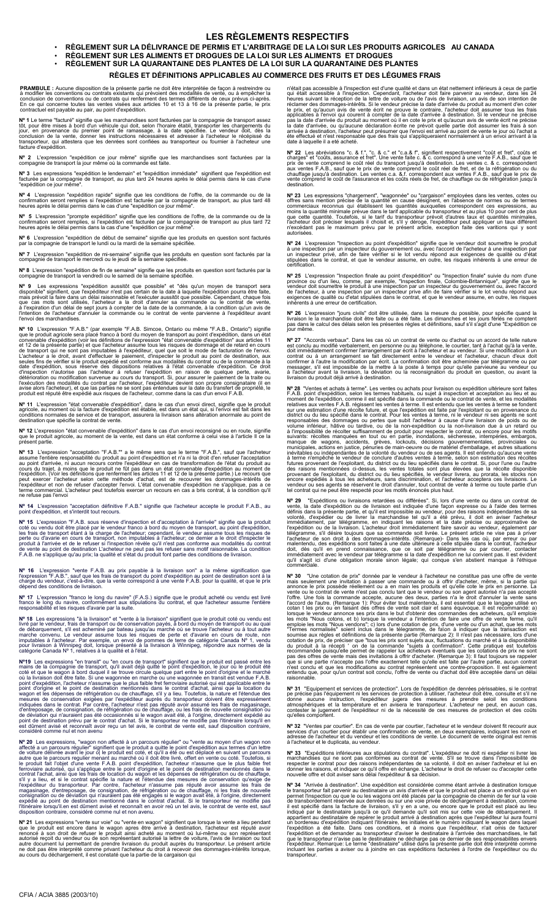# LES RÈGLEMENTS RESPECTIFS

- **RÈGLEMENT SUR LA DÉLIVRANCE DE PERMIS ET L'ARBITRAGE DE LA LOI SUR LES PRODUITS AGRICOLES AU CANADA**
- **RÈGLEMENT SUR LES ALIMENTS ET DROGUES DE LA LOI SUR LES ALIMENTS ET DROGUES**
- **RÈGLEMENT SUR LA QUARANTAINE DES PLANTES DE LA LOI SUR LA QUARANTAINE DES PLANTES**

## RÈGLES ET DÉFINITIONS APPLICABLES AU COMMERCE DES FRUITS ET DES LÉGUMES FRAIS

**PRAMBULE :** Aucune disposition de la présente partie ne doit être interprétée de façon à restreindre ou à modifier les conventions ou contrats existants qui prévoient des modalités de vente, ou à empêcher la conclusion de conventions ou de contrats qui renferment des termes différents de ceux prévus ci-après. En ce qui concerne toutes las ventes visées aux articles 10 et 13 à 16 de la présente partie, le prix contractuel est payable au pair, au point d'expédition.

**Nº 1** Le terme "facturé" signifie que les marchandises sont facturées par la compagnie de transport assez tôt, pour être mises à bord d'un véhicule qui doit, selon l'horaire établi, transporter les chargements du jour, en provenance du premier point de ramassage, à la date spécifiée. Le vendeur doit, dès la conclusion de la vente, donner les instructions nécessaires et adresser à l'acheteur le récépissé du transporteur, qui atteste que les denrées sont confiées au transporteur ou fournir à l'acheteur une facture d'expédition.

**Nº 2** L'expression "expédition ce jour même" signifie que les marchandises sont facturées par la compagnie de transport la jour même où la commande est faite.

**Nº 3** Les expressions "expédition le lendemain" et "expédition immédiate" signifient que l'expédition est facturée par la compagnie de transport, au plus tard 24 heures après le délai permis dans le cas d'une "expédition ce jour même".

**Nº 4** L'expression "expédition rapide" signifie que les conditions de l'offre, de la commande ou de la confirmation seront remplies si l'expédition est facturée par la compagnie de transport, au plus tard 48 heures après le délai permis dans le cas d'une "expédition ce jour même".

**Nº 5** L'expression "prompte expédition" signifie que les conditions de l'offre, de la commande ou de la confirmation seront remplies, si l'expédition est facturée par la compagnie de transport au plus tard 72 heures après le délai permis dans le cas d'une "expédition ce jour même".

**Nº 6** L'expression "expédition de début de semaine" signifie que les produits en question sont facturés par la compagnie de transport le lundi ou la mardi de la semaine spécifiée.

**Nº 7** L'expression "expédition de mi-semaine" signifie que les produits en question sont facturés par la compagnie de transport le mercredi ou le jeudi de la semaine spécifiée.

**Nº 8** L'expression "expédition de fin de semaine" signifie que les produits en question sont facturés par la compagnie de transport la vendredi ou le samedi de la semaine spécifiée.

**Nº 9** Les expressions "expédition aussitôt que possible" et "dès qu'un moyen de transport sera disponible" signifient, que l'expéditeur n'est pas certain de la date à laquelle l'expédition pourra être faite, mais prévoit la faire dans un délai raisonnable et l'exécuter aussitôt que possible. Cependant, chaque fois que ces mots sont utilisés, l'acheteur a la droit d'annuler sa commande ou le contrat de vente, à l'expiration d'un délai de sept jours à compter de la date de la commande, à la condition qu'un avis de l'intention de l'acheteur d'annuler la commande ou le contrat de vente parvienne à l'expéditeur avant l'envoi des marchandises.

**Nº 10** L'expression "F.A.B." (par exemple "F.A.B. Simcoe, Ontario ou même "F.A.B., Ontario") signifie que le produit agricole sera placé franco à bord du moyen de transport au point d'expédition, dans un état convenable d'expédition (voir les définitions de l'expression "état convenable d'expédition" aux articles 11 et 12 de la présente partie) et que l'acheteur assume tous les risques de dommage et de retard en cours de transport qui ne sont pas imputables à l'expéditeur, quel que soit le mode de facturation de l'envoi. L'acheteur a le droit, avant d'effectuer le paiement, d'inspecter le produit au point de destination, aux seules fins de vérifier si le produit expédié est conforme aux modalités du contrat ou de la commande à la date d'expédition, sous réserve des dispositions relatives à l'état convenable d'expédition. Ce droit d'inspection n'autorise pas l'acheteur à refuser l'expédition en raison de quelque perte, avarie, détérioration ou modification survenue au cours du transport. Si, pour assurer le paiement de la traite ou l'exécution des modalités du contrat par l'acheteur, l'expéditeur devient son propre consignataire (il en avise alors l'acheteur), et que les parties ne se sont pas entendues sur la date du transfert de propriété, le produit est réputé être expédié aux risques de l'acheteur, comme dans le cas d'un envoi F.A.B.

**Nº 11** L'expression "état convenable d'expédition", dans le cas d'un envoi direct, signifie que le produit agricole, au moment où la facture d'expédition est établie, est dans un état qui, si l'envoi est fait dans les conditions normales de service et de transport, assurera la livraison sans altération anormale au point de destination que spécifie la contrat de vente.

**Nº 12** L'expression "état convenable d'expédition" dans le cas d'un envoi reconsigné ou en route, signifie que le produit agricole, au moment de la vente, est dans un état conforme à celui visé à l'article ll ce la présent partie.

**Nº 13** L'expression "acceptation "F.A.B."" a le même sens que le terme "F.A.B.", sauf que l'acheteur assume l'entière responsabilité du produit au point d'expédition et n'a ni la droit d'en refuser l'acceptation au point d'arrivée, ni aucun recours contre l'expéditeur en cas de transformation de l'état du produit au cours du trajet, à moins que le produit ne fût pas dans un état convenable d'expédition au moment de l'expédition. (Voir les définitions que renferment les articles 11 et 12 de la présente partie.) Le recours que peut exercer l'acheteur selon cette méthode d'achat, est de recouvrer les dommages-intérêts de l'expéditeur et non de refuser d'accepter l'envoi. L'état convenable d'expédition ne s'applique pas a ce terme commercial. L'acheteur peut toutefois exercer un recours en cas a bris contrat, à la condition qu'il ne refuse pas l'envoi

**Nº 14** L'expression "acceptation définitive F.A.B." signifie que l'acheteur accepte le produit F.A.B., au point d'expédition, et s'interdit tout recours.

**Nº 15** L'expression "F.A.B. sous réserve d'inspection et d'acceptation à l'arrivée" signifie que le produit coté ou vendu doit être placé par le vendeur franco à bord du moyen de transport, au point d'expédition, les frais de transport étant à la charge de l'acheteur; cependant, le vendeur assume tous les risques de perte ou d'avarie en cours de transport, non imputables à l'acheteur; ce dernier a le droit d'inspecter le produit à l'arrivée et de le refuser si l'inspection révèle qu'il n'est pas conforme aux modalités du contrat de vente au point de destination L'acheteur ne peut pas les refuser sans motif raisonnable. La condition F.A.B. ne s'applique qu'au prix; la qualité et l'état du produit font partie des conditions de livraison.

**Nº 16** L'expression "vente F.A.B. au prix payable à la livraison son" a la même signification que l'expression "F.A.B.", sauf que les frais de transport du point d'expédition au point de destination sont à la charge du vendeur, c'est-à-dire, que la vente correspond à une vente F.A.B. pour la qualité, et que le prix dépend des conditions de livraison.

**Nº 17** L'expression "franco le long du navire" (F.A.S.) signifie que le produit acheté ou vendu est livré franco le long du navire, conformément aux stipulations du contrat, et que l'acheteur assume l'entière responsabilité et les risques d'avarie par la suite.

**Nº 18** Les expressions "à la livraison" et "vente à la livraison" signifient que le produit coté ou vendu est livré par le vendeur, frais de transport ou de conservation payés, à bord du moyen de transport ou au quai de débarquement, s'il est acheminé par bateau jusqu'au marché où se trouve l'acheteur ou à tout autre marche convenu. Le vendeur assume tous les risques de perte et d'avarie en cours de route, non imputables à l'acheteur. Par exemple, un envoi de pommes de terre de catégorie Canada Nº 1, vendu pour livraison à Winnipeg doit, lorsque présenté à la livraison à Winnipeg, répondre aux normes de la catégorie Canada Nº 1, relatives à la qualité et à l'état.

**Nº19** Les expressions "en transit" ou "en cours de transport" signifient que le produit est passé entre les mains de la compagnie de transport, qu'il avait déjà quitté le point d'expédition, le jour où le produit été coté et que le wagon à bord duquel il se trouve circule quelque part entre le point d'origine et le marché où la livraison doit être faite. Si une wagonnée en marche ou une wagonnée en transit est vendue F.A.B. point d'expédition, l'acheteur n'assume que le plus faible fret ferroviaire autorisé qui est applicable entre le point d'origine et le point de destination mentionnés dans le contrat d'achat, ainsi que la location du wagon et les dépenses de réfrigération ou de chauffage, s'il y a lieu. Toutefois, la nature et l'étendue des mesures de conservation exigées par l'expéditeur auprès du transporteur doivent être expressément indiquées dans le contrat. Par contre, l'acheteur n'est pas réputé avoir assumé les frais de magasinage, d'entreposage, de consignation, de réfrigération ou de chauffage, ou les frais de nouvelle consignation ou de déviation qui n'auraient pas été occasionnés si le wagon avait été, à l'origine, directement expédié au point de destination prévu par le contrat d'achat. Si le transporteur ne modifie pas l'itinéraire lorsqu'il en est dûment avisé et reconnaît en avoir reçu un tel avis, le contrat de vente est, sauf disposition contraire, considéré comme nul et non avenu

**Nº 20** Les expressions, "wagon non affecté à un parcours régulier" ou "vente au moyen d'un wagon non affecté à un parcours régulier" signifient que le produit a quitte le point d'expédition aux termes d'un lettre de voiture délivrée avant le jour où le produit est coté, et qu'il a été ou est déplacé en suivant un parcours autre que le parcours régulier menant au marché où il doit être livré, offert en vente ou coté. Toutefois, si le produit fait l'objet d'une vente F.A.B. point d'expédition, l'acheteur n'assume que le plus faible fret ferroviaire autorisé, qui s'applique entre le point d'origine et le point de destination mentionnés dans le contrat d'achat, ainsi que les frais de location du wagon et les dépenses de réfrigération ou de chauffage, s'il y a lieu, et si le contrat spécifie la nature et l'étendue des mesures de conservation qu'exige de l'expéditeur du transporteur. Par contre, l'acheteur n'assume pas réputé avoir assumé les frais de magasinage, d'entreposage, de consignation, de réfrigération ou de chauffage, ni les frais de nouvelle consignation ou de déviation qui n'auraient pas été engagés si le wagon avait été, à l'origine, directement expédié au point de destination mentionné dans le contrat d'achat. Si le transporteur ne modifie pas l'itinéraire lorsqu'il en est dûment avisé et reconnaît en avoir reçu un tel avis, le contrat de vente est, sauf disposition contraire, considéré comme nul et non avenu.

**Nº 21** Les expressions "vente sur voie" ou "vente en wagon" signifient que lorsque la vente a lieu pendant que le produit est encore dans le wagon après être arrivé à destination, l'acheteur est réputé avoir renoncé à son droit de refuser le produit ainsi acheté au moment où lui-même ou son représentant autorisé reçoit du vendeur ou de son représentant autorisé la lettre de voiture, l'avis de livraison ou tout autre document lui permettant de prendre livraison du produit auprès du transporteur. Le présent article ne doit pas être interprété comme privant l'acheteur du droit à recevoir des dommages-intérêts lorsque, au cours du déchargement, il est constaté que la partie de la cargaison qui n'était pas accessible à l'inspection est d'une qualité et dans un état nettement inférieurs à ceux de partie qui était accessible à l'inspection. Cependant, l'acheteur doit faire parvenir au vendeur, dans les 24 heures suivant la réception de la lettre de voiture ou de l'avis de livraison, un avis de son intention de réclamer des dommages-intérêts. Si le vendeur précise la date d'arrivée du produit au moment d'en coter le prix, et qu'aucun avis de vente écrit ne prouve le contraire, l'acheteur doit assumer tous les frais applicables à l'envoi qui courent à compter de la date d'arrivée à destination. Si le vendeur ne précise pas la date d'arrivée du produit au moment où il en cote le prix et qu'aucun avis de vente écrit ne précise la date d'arrivée, ou qu'aucune déclaration écrite ne prévoit quelle partie doit assumer les frais à son arrivée à destination, l'acheteur peut présumer que l'envoi est arrivé au point de vente le jour où l'achat a été effectué et n'est responsable que des frais qui s'appliqueraient normalement à un envoi arrivant à la date à laquelle il a été acheté.

**Nº 22** Les abréviations "c. & f.", "c. & c." et "c.a.& f", signifient respectivement "coût et fret", coûts et charges" et "coûts, assurance et fret". Une vente faite c. & c. correspond à une vente F.A.B., sauf que le prix de vente comprend le coût réel du transport jusqu'à destination. Les ventes c. & c. correspondent aux ventes F.A.B., sauf que le prix de vente comprend le coût réel de fret, et de la réfrigération ou du chauffage jusqu'à destination. Les ventes c.a. &.f. correspondent aux ventes F.A.B., sauf que le prix de vente comprend le coût de l'assurance et les coûts réels de fret, de chauffage ou de réfrigération jusqu'à destination.

**Nº 23** Les expressions "chargement", "wagonnée" ou "cargaison" employées dans les ventes, cotes ou offres sans mention précise de la quantité en cause désignent, en l'absence de normes ou de termes commerciaux reconnus qui établissent les quantités auxquelles correspondent ces expressions, au moins la quantité minimale prévue dans le tarif applicable du transporteur et au plus 10 pour cent de plus que cette quantité. Toutefois, si le tarif du transporteur prévoit d'autres taux et quantités minimales, l'acheteur doit préciser lesquels il choisit et, s'il y déroge, l'expéditeur peut appliquer un taux différent n'excédant pas le maximum prévu par le présent article, exception faite des varitions qui y sont autorisées.

**Nº 24** L'expression "Inspection au point d'expédition" signifie que le vendeur doit soumettre le produit à une inspection par un inspecteur du gouvernement ou, avec l'accord de l'acheteur à une inspection par un inspecteur privé, afin de faire vérifier si le lot vendu répond aux exigences de qualité ou d'état stipulées dans le contrat, et que le vendeur assume, en outre, les risques inhérents à une erreur de certification.

**Nº 25** L'expression "Inspection finale au point d'expédition" ou "Inspection finale" suivie du nom d'une province ou d'un lieu, comme, par exemple, "Inspection finale, Colombie-Britannique", signifie que le vendeur doit soumettre le produit à une inspection par un inspecteur du gouvernement ou, avec l'accord de l'acheteur, à une inspection par un inspecteur prive afin de faire vérifier si le lot vendu répond aux exigences de qualité ou d'état stipulées dans le contrat, et que le vendeur assume, en outre, les risques inhérents à une erreur de certification.

**Nº 26** L'expression "jours civils" doit être utilisée, dans la mesure du possible, pour spécifie quand la livraison le la marchandise doit être faite ou a été faite. Les dimanches et les jours fériés ne comptent pas dans le calcul des délais selon les présentes règles et définitions, sauf s'il s'agit d'une "Expédition ce jour même.

**Nº 27** "Accords verbaux". Dans les cas où un contrat de vente ou d'achat ou un accord de telle nature est conclu ou modifié verbalement, en personne ou au téléphone, le courtier, tant à l'achat qu'à la vente, doit immédiatement confirmer l'arrangement par écrit à l'acheteur et au vendeur. Si une modification à un contrat ou à un arrangement se fait directement entre le vendeur et l'acheteur, chacun d'eux doit confirmer à l'autre la modification par écrit. La confirmation doit être acheminée par télégramme ou par messager, s'il est impossible de la mettre à la poste à temps pour qu'elle parvienne au vendeur ou à l'acheteur avant la livraison, la déviation ou la reconsignation du produit en question, ou avant la livraison du produit déjà arrivé à destination.

**Nº 28** "Ventes et achats à terme". Les ventes ou achats pour livraison ou expédition ultérieure sont faites F.A.B. point d'expédition, selon les termes habituels, ou sujet à inspection et acceptation au lieu et au moment de l'expédition, comme il est spécifié dans la commande ou le contrat de vente, et les modalités relatives aux ventes F.A.B. régissent les ventes à terme. Il est entendu que les ventes à terme se fondent sur une estimation d'une récolte future, et que l'expédition est faite par l'exploitant ou en provenance ce district ou du lieu spécifié dans le contrat. Pour les ventes à terme, ni le vendeur ni ses agents ne sont responsables des dommages ou pertes que subit l'acheteur à cause d'une livraison de poids ou de volume inférieur, hâtive ou tardive, ou de la non-expédition ou la non-livraison due à un retard ou à l'impossibilité de récolter suffisamment de produit pour respecter le contrat, ou encore pour les motifs suivants: récoltes manquées en tout ou en partie, inondations, sécheresse, intempéries, embargos, manque de wagons, accidents, grèves, lockouts, décisions gouvernementales, provinciales ou municipales, actions en justice, pénuries de main-d'oeuvre ou de matériel d'emballage, et autres situations inévitables ou indépendantes de la volonté du vendeur ou de ses agents. Il est entendu qu'aucune vente à terme n'empêche le vendeur de conclure d'autres ventes à terme, selon son estimation des récoltes futures provenant de l'exploitant, du district ou du lieu spécifiés dans le contrat. Si, pour l'une ou l'autre des raisons mentionnées ci-dessus, les ventes totales sont plus élevées que la récolte disponible provenant de l'exploitant, du district ou du lieu spécifiés, le vendeur livrera, au prorata, les stocks non encore expédiés à tous les acheteurs, sans discrimination, et l'acheteur acceptera ces livraisons. Le vendeur ou ses agents se réservent le droit d'annuler, tout contrat de vente à terme ou toute partie d'un tel contrat qui peut ne être respecté pour les motifs énoncés plus haut.

**Nº 29** "Expéditions ou livraisons retardées ou différées". Si, lors d'une vente ou dans un contrat de vente, la date d'expédition ou de livraison est indiquée d'une façon expresse ou à l'aide des termes définis dans la présente partie, et qu'il est impossible au vendeur, pour des raisons indépendantes de sa volonté, d'expédier ou de livrer la marchandise tel qu'il a été prévu, il doit en aviser l'acheteur immédiatement, par télégramme, en indiquant les raisons et la date précise ou approximative de l'expédition ou de la livraison. L'acheteur doit immédiatement faire savoir au vendeur, également par télégramme, s'il désire toujours que sa commande soit livrée. Le présent article ne vise pas à priver l'acheteur de son droit à des dommages-intérêts. (Remarque)- Dans les cas où, par erreur ou par malentendu, des expéditions sont faites à une date ultérieure à celle stipulée dans le contrat, l'acheteur doit, dès qu'il en prend connaissance, que ce soit par télégramme ou par courrier, contacter immédiatement avec le vendeur par télégramme si la date d'expédition ne lui convient pas. Il est évident qu'il s'agit ici d'une obligation morale sinon légale; qui conque s'en abstient manque à l'éthique commerciale.

**Nº 30** "Une cotation de prix" donnée par le vendeur à l'acheteur ne constitue pas une offre de vente mais seulement une invitation à passer une commande ou à offrir d'acheter, même, si la partie qui annonce le prix possède réellement ou a en main les produits et qu'elle cote le prix en personne. La vente ou le contrat de vente n'est pas conclu tant que le vendeur ou son agent autorisé n'a pas accepté l'offre. Une fois la commande acceptée, aucune des deux, parties n'a le droit d'annuler la vente sans l'accord de l'autre. (Remarque 1): Pour éviter tout malentendu, il est essentiel que le langage utilisé en cotan t les prix ou en faisant des offres de vente soit clair et sans équivoque. Il est recommandé: a) lorsque le vendeur annonce ses prix dans le but d'obtenir des commandes des acheteurs, qu'il emploie les mots "Nous cotons, et b) lorsque la vendeur a l'intention de faire une offre de vente ferme, qu'il emploie les mots "Nous vendons"; c) lors d'une cotation de prix, d'une vente ou d'un achat, que les mots "Termes normalisés" soient inclus dans le télégramme, de fa\on à indiquer que la transaction est soumise aux règles et définitions de la présente partie (Remarque 2): Il n'est pas nécessaire, lors d'une cotation de prix, de préciser que "tous les prix sont sujets aux fluctuations du marché et à la disponibilité du produit à la récepti " on de la commande "sujets à confirmation". Cette pratique est toutefois recommandée puisqu'elle permet de rappeler aux acheteurs éventuels que les cotations de prix ne sont pas des offres de vente mais des invitations à offrir d'acheter. (Remarque 3): Il faut toujours se rappeler que si une partie n'accepte pas l'offre exactement telle qu'elle est faite par l'autre partie, aucun contrat n'est conclu et que les modifications au contrat représentent une contre-proposition. Il est également entendu que, pour qu'un contrat soit conclu, l'offre de vente ou d'achat doit être acceptée dans un délai raisonnable.

**Nº 31** "Equipement et services de protection". Lors de l'expédition de denrées périssables, si le contrat ne précise pas l'équipement ni les services de protection à utiliser, l'acheteur doit être, consulté et s'il ne donne aucune instruction, l'expéditeur jugera des mesures à prendre selon les conditions atmosphériques et la température et en avisera le transporteur. L'acheteur ne peut, en aucun cas, contester le jugement de l'expéditeur ni de la nécessité de ces mesures de protection et des coûts qu'elles comportent.

**Nº 32** "Ventes par courtier". En cas de vente par courtier, l'acheteur et le vendeur doivent fit recourir aux services d'un courtier pour établir une confirmation de vente, en deux exemplaires, indiquant les nom et adresse de l'acheteur et du vendeur et les conditions de vente. Le document de vente original est remis à l'acheteur et le duplicata, au vendeur.

**Nº 33** "Expéditions inférieures aux stipulations du contrat". L'expéditeur ne doit ni expédier ni livrer les marchandises qui ne sont pas conformes au contrat de vente. S'il se trouve dans l'impossibilité de respecter le contrat pour des raisons indépendantes de sa volonté, il doit en aviser l'acheteur et lui en donner les raisons, et indiquer ce qu'il offre en échange. L'acheteur le droit de refuser ou d'accepter cette nouvelle offre et doit aviser sans délai l'expéditeur & sa décision.

**Nº 34** "Arrivée à destination". Une expédition est considérée comme étant arrivée à destination lorsque le transporteur fait parvenir au destinataire un avis d'arrivée et que le produit est place a un endroit qui en permet l'inspection ou que le ou les wagons ont été placés par la compagnie de chemin de fer sur la voie de transbordement réservée aux denrées ou sur une voie privée de déchargement à destination, comme il est spécifié dans la facture de livraison, s'il y en a une, ou encore que le produit est placé au lieu indiqué par le destinataire jusqu'à ce qu'il demande qu'il soit mis sur cette voie de débarquement. Il appartient au destinataire de repérer le produit arrivé à destination après que l'expéditeur lui aura fourni un bordereau d'expédition indiquant l'itinéraire, les initiales et le numéro indiquant le wagon dans lequel l'expédition a été faite. Dans ces conditions, et à moins que l'expéditeur, n'ait omis de facturer l'expédition et de demander au transporteur d'aviser le destinataire à l'arrivée des marchandises, le fait que le transporteur n'avise pas le destinataire ne décharge pas ce dernier de ses responsabilités envers l'expéditeur. Remarque: Le terme "destinataire" utilisé dans la présente partie doit être interprété comme incluant les parties a aviser ou à joindre en cas expéditions facturées à l'ordre de l'expéditeur ou du transporteur.

CFIA / ACIA 3885 (2003/10)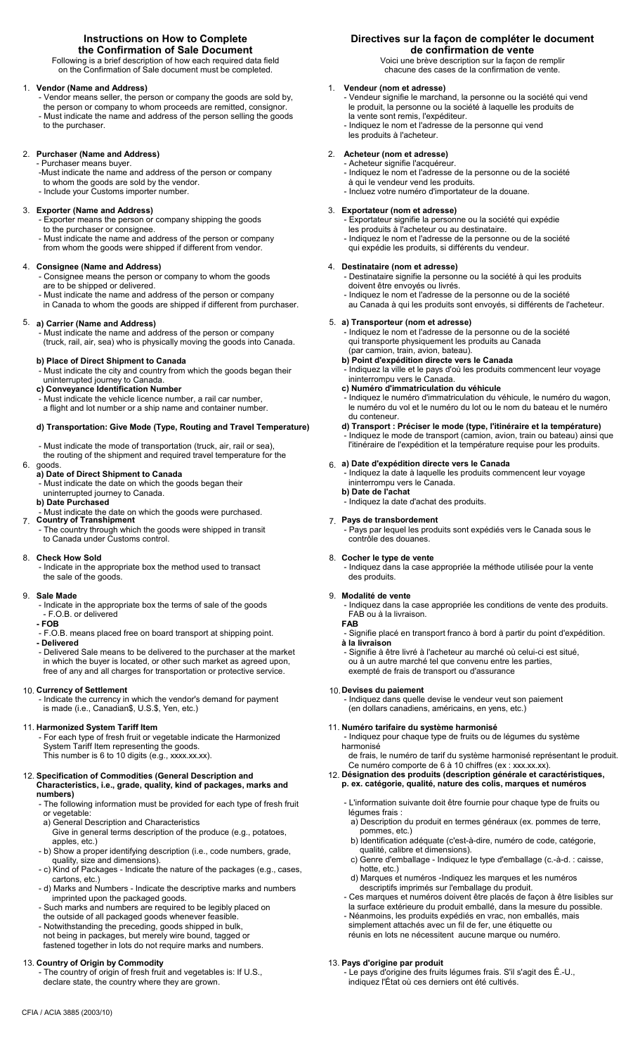## Instructions on How to Complete the Confirmation of Sale Document

Following is a brief description of how each required data field on the Confirmation of Sale document must be completed.

1. **Vendor (Name and Address)**
   - Vendor means seller, the person or company the goods are sold by, the person or company to whom proceeds are remitted, consignor.
   - Must indicate the name and address of the person selling the goods to the purchaser.

2. **Purchaser (Name and Address)**
   - Purchaser means buyer.
   - Must indicate the name and address of the person or company to whom the goods are sold by the vendor.
   - Include your Customs importer number.

3. **Exporter (Name and Address)**
   - Exporter means the person or company shipping the goods to the purchaser or consignee.
   - Must indicate the name and address of the person or company from whom the goods were shipped if different from vendor.

4. **Consignee (Name and Address)**
   - Consignee means the person or company to whom the goods are to be shipped or delivered.
   - Must indicate the name and address of the person or company in Canada to whom the goods are shipped if different from purchaser.

5. **a) Carrier (Name and Address)**
   - Must indicate the name and address of the person or company (truck, rail, air, sea) who is physically moving the goods into Canada.

   **b) Place of Direct Shipment to Canada**
   - Must indicate the city and country from which the goods began their uninterrupted journey to Canada.

   **c) Conveyance Identification Number**
   - Must indicate the vehicle licence number, a rail car number, a flight and lot number or a ship name and container number.

   **d) Transportation: Give Mode (Type, Routing and Travel Temperature)**
   - Must indicate the mode of transportation (truck, air, rail or sea), the routing of the shipment and required travel temperature for the goods.

6. **a) Date of Direct Shipment to Canada**
   - Must indicate the date on which the goods began their uninterrupted journey to Canada.

   **b) Date Purchased**
   - Must indicate the date on which the goods were purchased.

7. **Country of Transhipment**
   - The country through which the goods were shipped in transit to Canada under Customs control.

8. **Check How Sold**
   - Indicate in the appropriate box the method used to transact the sale of the goods.

9. **Sale Made**
   - Indicate in the appropriate box the terms of sale of the goods - F.O.B. or delivered

   **- FOB**
   - F.O.B. means placed free on board transport at shipping point.

   **- Delivered**
   - Delivered Sale means to be delivered to the purchaser at the market in which the buyer is located, or other such market as agreed upon, free of any and all charges for transportation or protective service.

10. **Currency of Settlement**
    - Indicate the currency in which the vendor's demand for payment is made (i.e., Canadian$, U.S.$, Yen, etc.)

11. **Harmonized System Tariff Item**
    - For each type of fresh fruit or vegetable indicate the Harmonized System Tariff Item representing the goods. This number is 6 to 10 digits (e.g., xxxx.xx.xx).

12. **Specification of Commodities (General Description and Characteristics, i.e., grade, quality, kind of packages, marks and numbers)**
    - The following information must be provided for each type of fresh fruit or vegetable:
      a) General Description and Characteristics
      Give in general terms description of the produce (e.g., potatoes, apples, etc.)
    - b) Show a proper identifying description (i.e., code numbers, grade, quality, size and dimensions).
    - c) Kind of Packages - Indicate the nature of the packages (e.g., cases, cartons, etc.)
    - d) Marks and Numbers - Indicate the descriptive marks and numbers imprinted upon the packaged goods.
    - Such marks and numbers are required to be legibly placed on the outside of all packaged goods whenever feasible.
    - Notwithstanding the preceding, goods shipped in bulk, not being in packages, but merely wire bound, tagged or fastened together in lots do not require marks and numbers.

13. **Country of Origin by Commodity**
    - The country of origin of fresh fruit and vegetables is: If U.S., declare state, the country where they are grown.

## Directives sur la façon de compléter le document de confirmation de vente

Voici une brève description sur la façon de remplir chacune des cases de la confirmation de vente.

1. **Vendeur (nom et adresse)**
   - Vendeur signifie le marchand, la personne ou la société qui vend le produit, la personne ou la société à laquelle les produits de la vente sont remis, l'expéditeur.
   - Indiquez le nom et l'adresse de la personne qui vend les produits à l'acheteur.

2. **Acheteur (nom et adresse)**
   - Acheteur signifie l'acquéreur.
   - Indiquez le nom et l'adresse de la personne ou de la société à qui le vendeur vend les produits.
   - Incluez votre numéro d'importateur de la douane.

3. **Exportateur (nom et adresse)**
   - Exportateur signifie la personne ou la société qui expédie les produits à l'acheteur ou au destinataire.
   - Indiquez le nom et l'adresse de la personne ou de la société qui expédie les produits, si différents du vendeur.

4. **Destinataire (nom et adresse)**
   - Destinataire signifie la personne ou la société à qui les produits doivent être envoyés ou livrés.
   - Indiquez le nom et l'adresse de la personne ou de la société au Canada à qui les produits sont envoyés, si différents de l'acheteur.

5. **a) Transporteur (nom et adresse)**
   - Indiquez le nom et l'adresse de la personne ou de la société qui transporte physiquement les produits au Canada (par camion, train, avion, bateau).

   **b) Point d'expédition directe vers le Canada**
   - Indiquez la ville et le pays d'où les produits commencent leur voyage ininterrompu vers le Canada.

   **c) Numéro d'immatriculation du véhicule**
   - Indiquez le numéro d'immatriculation du véhicule, le numéro du wagon, le numéro du vol et le numéro du lot ou le nom du bateau et le numéro du conteneur.

   **d) Transport : Préciser le mode (type, l'itinéraire et la température)**
   - Indiquez le mode de transport (camion, avion, train ou bateau) ainsi que l'itinéraire de l'expédition et la température requise pour les produits.

6. **a) Date d'expédition directe vers le Canada**
   - Indiquez la date à laquelle les produits commencent leur voyage ininterrompu vers le Canada.

   **b) Date de l'achat**
   - Indiquez la date d'achat des produits.

7. **Pays de transbordement**
   - Pays par lequel les produits sont expédiés vers le Canada sous le contrôle des douanes.

8. **Cocher le type de vente**
   - Indiquez dans la case appropriée la méthode utilisée pour la vente des produits.

9. **Modalité de vente**
   - Indiquez dans la case appropriée les conditions de vente des produits. FAB ou à la livraison.

   **FAB**
   - Signifie placé en transport franco à bord à partir du point d'expédition.

   **à la livraison**
   - Signifie à être livré à l'acheteur au marché où celui-ci est situé, ou à un autre marché tel que convenu entre les parties, exempté de frais de transport ou d'assurance

10. **Devises du paiement**
    - Indiquez dans quelle devise le vendeur veut son paiement (en dollars canadiens, américains, en yens, etc.)

11. **Numéro tarifaire du système harmonisé**
    - Indiquez pour chaque type de fruits ou de légumes du système harmonisé de frais, le numéro de tarif du système harmonisé représentant le produit. Ce numéro comporte de 6 à 10 chiffres (ex : xxx.xx.xx).

12. **Désignation des produits (description générale et caractéristiques, p. ex. catégorie, qualité, nature des colis, marques et numéros**
    - L'information suivante doit être fournie pour chaque type de fruits ou légumes frais :
      a) Description du produit en termes généraux (ex. pommes de terre, pommes, etc.)
      b) Identification adéquate (c'est-à-dire, numéro de code, catégorie, qualité, calibre et dimensions).
      c) Genre d'emballage - Indiquez le type d'emballage (c.-à-d. : caisse, hotte, etc.)
      d) Marques et numéros -Indiquez les marques et les numéros descriptifs imprimés sur l'emballage du produit.
    - Ces marques et numéros doivent être placés de façon à être lisibles sur la surface extérieure du produit emballé, dans la mesure du possible.
    - Néanmoins, les produits expédiés en vrac, non emballés, mais simplement attachés avec un fil de fer, une étiquette ou réunis en lots ne nécessitent aucune marque ou numéro.

13. **Pays d'origine par produit**
    - Le pays d'origine des fruits légumes frais. S'il s'agit des É.-U., indiquez l'État où ces derniers ont été cultivés.

CFIA / ACIA 3885 (2003/10)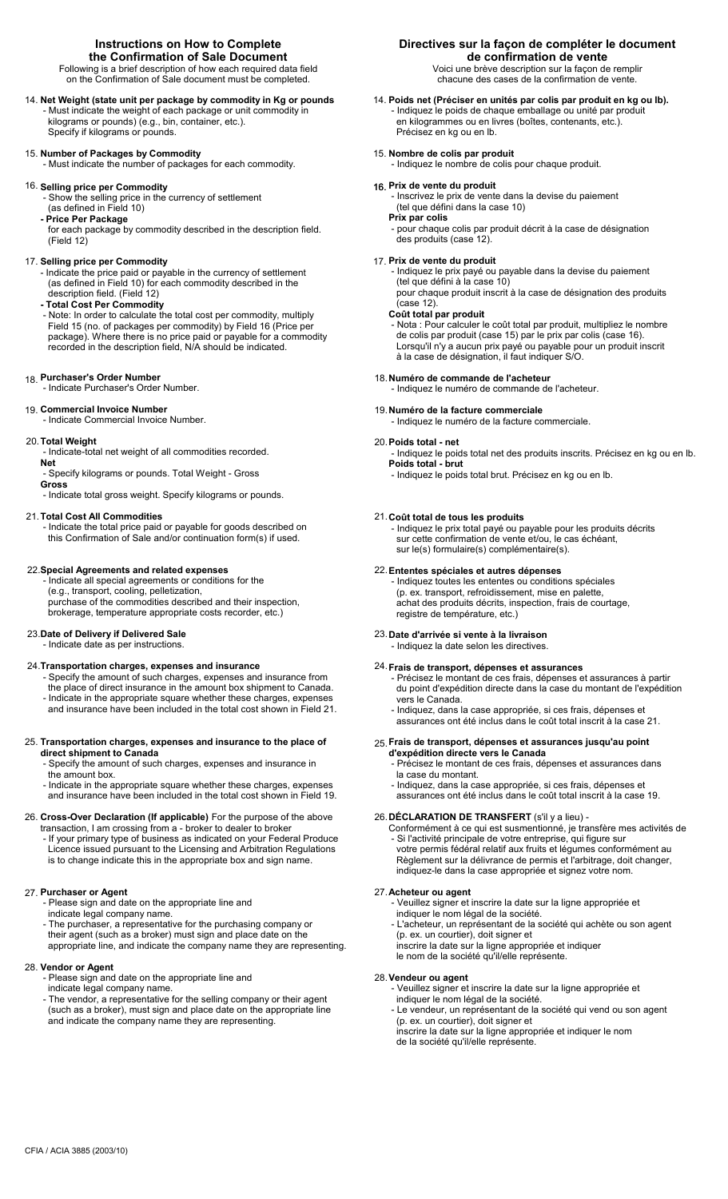## Instructions on How to Complete the Confirmation of Sale Document

Following is a brief description of how each required data field on the Confirmation of Sale document must be completed.

14. **Net Weight (state unit per package by commodity in Kg or pounds**
    - Must indicate the weight of each package or unit commodity in kilograms or pounds) (e.g., bin, container, etc.). Specify if kilograms or pounds.

15. **Number of Packages by Commodity**
    - Must indicate the number of packages for each commodity.

16. **Selling price per Commodity**
    - Show the selling price in the currency of settlement (as defined in Field 10)
    - **Price Per Package**
      for each package by commodity described in the description field. (Field 12)

17. **Selling price per Commodity**
    - Indicate the price paid or payable in the currency of settlement (as defined in Field 10) for each commodity described in the description field. (Field 12)
    - **Total Cost Per Commodity**
    - Note: In order to calculate the total cost per commodity, multiply Field 15 (no. of packages per commodity) by Field 16 (Price per package). Where there is no price paid or payable for a commodity recorded in the description field, N/A should be indicated.

18. **Purchaser's Order Number**
    - Indicate Purchaser's Order Number.

19. **Commercial Invoice Number**
    - Indicate Commercial Invoice Number.

20. **Total Weight**
    - Indicate-total net weight of all commodities recorded.
    **Net**
    - Specify kilograms or pounds. Total Weight - Gross
    **Gross**
    - Indicate total gross weight. Specify kilograms or pounds.

21. **Total Cost All Commodities**
    - Indicate the total price paid or payable for goods described on this Confirmation of Sale and/or continuation form(s) if used.

22. **Special Agreements and related expenses**
    - Indicate all special agreements or conditions for the (e.g., transport, cooling, pelletization, purchase of the commodities described and their inspection, brokerage, temperature appropriate costs recorder, etc.)

23. **Date of Delivery if Delivered Sale**
    - Indicate date as per instructions.

24. **Transportation charges, expenses and insurance**
    - Specify the amount of such charges, expenses and insurance from the place of direct insurance in the amount box shipment to Canada.
    - Indicate in the appropriate square whether these charges, expenses and insurance have been included in the total cost shown in Field 21.

25. **Transportation charges, expenses and insurance to the place of direct shipment to Canada**
    - Specify the amount of such charges, expenses and insurance in the amount box.
    - Indicate in the appropriate square whether these charges, expenses and insurance have been included in the total cost shown in Field 19.

26. **Cross-Over Declaration (If applicable)** For the purpose of the above transaction, I am crossing from a - broker to dealer to broker
    - If your primary type of business as indicated on your Federal Produce Licence issued pursuant to the Licensing and Arbitration Regulations is to change indicate this in the appropriate box and sign name.

27. **Purchaser or Agent**
    - Please sign and date on the appropriate line and indicate legal company name.
    - The purchaser, a representative for the purchasing company or their agent (such as a broker) must sign and place date on the appropriate line, and indicate the company name they are representing.

28. **Vendor or Agent**
    - Please sign and date on the appropriate line and indicate legal company name.
    - The vendor, a representative for the selling company or their agent (such as a broker), must sign and place date on the appropriate line and indicate the company name they are representing.

## Directives sur la façon de compléter le document de confirmation de vente

Voici une brève description sur la façon de remplir chacune des cases de la confirmation de vente.

14. **Poids net (Préciser en unités par colis par produit en kg ou lb).**
    - Indiquez le poids de chaque emballage ou unité par produit en kilogrammes ou en livres (boîtes, contenants, etc.). Précisez en kg ou en lb.

15. **Nombre de colis par produit**
    - Indiquez le nombre de colis pour chaque produit.

16. **Prix de vente du produit**
    - Inscrivez le prix de vente dans la devise du paiement (tel que défini dans la case 10)
    **Prix par colis**
    - pour chaque colis par produit décrit à la case de désignation des produits (case 12).

17. **Prix de vente du produit**
    - Indiquez le prix payé ou payable dans la devise du paiement (tel que défini à la case 10) pour chaque produit inscrit à la case de désignation des produits (case 12).
    **Coût total par produit**
    - Nota : Pour calculer le coût total par produit, multipliez le nombre de colis par produit (case 15) par le prix par colis (case 16). Lorsqu'il n'y a aucun prix payé ou payable pour un produit inscrit à la case de désignation, il faut indiquer S/O.

18. **Numéro de commande de l'acheteur**
    - Indiquez le numéro de commande de l'acheteur.

19. **Numéro de la facture commerciale**
    - Indiquez le numéro de la facture commerciale.

20. **Poids total - net**
    - Indiquez le poids total net des produits inscrits. Précisez en kg ou en lb.
    **Poids total - brut**
    - Indiquez le poids total brut. Précisez en kg ou en lb.

21. **Coût total de tous les produits**
    - Indiquez le prix total payé ou payable pour les produits décrits sur cette confirmation de vente et/ou, le cas échéant, sur le(s) formulaire(s) complémentaire(s).

22. **Ententes spéciales et autres dépenses**
    - Indiquez toutes les ententes ou conditions spéciales (p. ex. transport, refroidissement, mise en palette, achat des produits décrits, inspection, frais de courtage, registre de température, etc.)

23. **Date d'arrivée si vente à la livraison**
    - Indiquez la date selon les directives.

24. **Frais de transport, dépenses et assurances**
    - Précisez le montant de ces frais, dépenses et assurances à partir du point d'expédition directe dans la case du montant de l'expédition vers le Canada.
    - Indiquez, dans la case appropriée, si ces frais, dépenses et assurances ont été inclus dans le coût total inscrit à la case 21.

25. **Frais de transport, dépenses et assurances jusqu'au point d'expédition directe vers le Canada**
    - Précisez le montant de ces frais, dépenses et assurances dans la case du montant.
    - Indiquez, dans la case appropriée, si ces frais, dépenses et assurances ont été inclus dans le coût total inscrit à la case 19.

26. **DÉCLARATION DE TRANSFERT** (s'il y a lieu) -
    Conformément à ce qui est susmentionné, je transfère mes activités de
    - Si l'activité principale de votre entreprise, qui figure sur votre permis fédéral relatif aux fruits et légumes conformément au Règlement sur la délivrance de permis et l'arbitrage, doit changer, indiquez-le dans la case appropriée et signez votre nom.

27. **Acheteur ou agent**
    - Veuillez signer et inscrire la date sur la ligne appropriée et indiquer le nom légal de la société.
    - L'acheteur, un représentant de la société qui achète ou son agent (p. ex. un courtier), doit signer et inscrire la date sur la ligne appropriée et indiquer le nom de la société qu'il/elle représente.

28. **Vendeur ou agent**
    - Veuillez signer et inscrire la date sur la ligne appropriée et indiquer le nom légal de la société.
    - Le vendeur, un représentant de la société qui vend ou son agent (p. ex. un courtier), doit signer et inscrire la date sur la ligne appropriée et indiquer le nom de la société qu'il/elle représente.

CFIA / ACIA 3885 (2003/10)